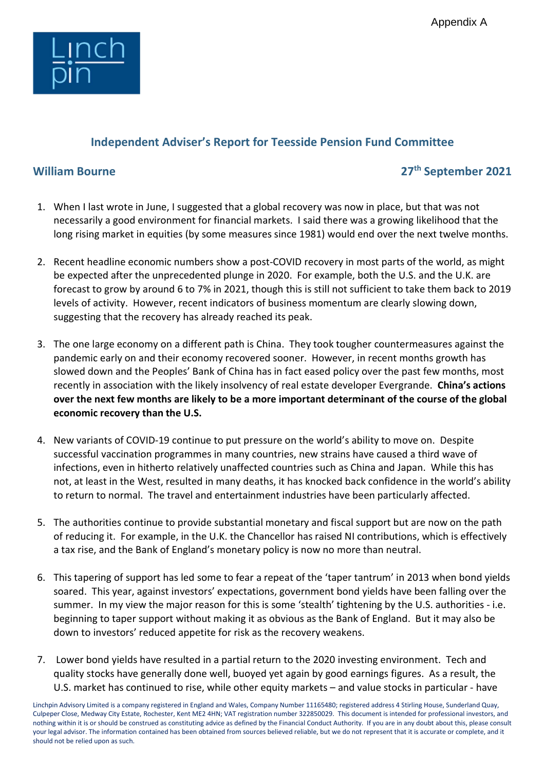Appendix A

## Independent Adviser's Report for Teesside Pension Fund Committee

**William Bourne** **27th September 2021**

1. When I last wrote in June, I suggested that a global recovery was now in place, but that was not necessarily a good environment for financial markets. I said there was a growing likelihood that the long rising market in equities (by some measures since 1981) would end over the next twelve months.

2. Recent headline economic numbers show a post-COVID recovery in most parts of the world, as might be expected after the unprecedented plunge in 2020. For example, both the U.S. and the U.K. are forecast to grow by around 6 to 7% in 2021, though this is still not sufficient to take them back to 2019 levels of activity. However, recent indicators of business momentum are clearly slowing down, suggesting that the recovery has already reached its peak.

3. The one large economy on a different path is China. They took tougher countermeasures against the pandemic early on and their economy recovered sooner. However, in recent months growth has slowed down and the Peoples' Bank of China has in fact eased policy over the past few months, most recently in association with the likely insolvency of real estate developer Evergrande. **China's actions over the next few months are likely to be a more important determinant of the course of the global economic recovery than the U.S.**

4. New variants of COVID-19 continue to put pressure on the world's ability to move on. Despite successful vaccination programmes in many countries, new strains have caused a third wave of infections, even in hitherto relatively unaffected countries such as China and Japan. While this has not, at least in the West, resulted in many deaths, it has knocked back confidence in the world's ability to return to normal. The travel and entertainment industries have been particularly affected.

5. The authorities continue to provide substantial monetary and fiscal support but are now on the path of reducing it. For example, in the U.K. the Chancellor has raised NI contributions, which is effectively a tax rise, and the Bank of England's monetary policy is now no more than neutral.

6. This tapering of support has led some to fear a repeat of the 'taper tantrum' in 2013 when bond yields soared. This year, against investors' expectations, government bond yields have been falling over the summer. In my view the major reason for this is some 'stealth' tightening by the U.S. authorities - i.e. beginning to taper support without making it as obvious as the Bank of England. But it may also be down to investors' reduced appetite for risk as the recovery weakens.

7. Lower bond yields have resulted in a partial return to the 2020 investing environment. Tech and quality stocks have generally done well, buoyed yet again by good earnings figures. As a result, the U.S. market has continued to rise, while other equity markets – and value stocks in particular - have

Linchpin Advisory Limited is a company registered in England and Wales, Company Number 11165480; registered address 4 Stirling House, Sunderland Quay, Culpeper Close, Medway City Estate, Rochester, Kent ME2 4HN; VAT registration number 322850029. This document is intended for professional investors, and nothing within it is or should be construed as constituting advice as defined by the Financial Conduct Authority. If you are in any doubt about this, please consult your legal advisor. The information contained has been obtained from sources believed reliable, but we do not represent that it is accurate or complete, and it should not be relied upon as such.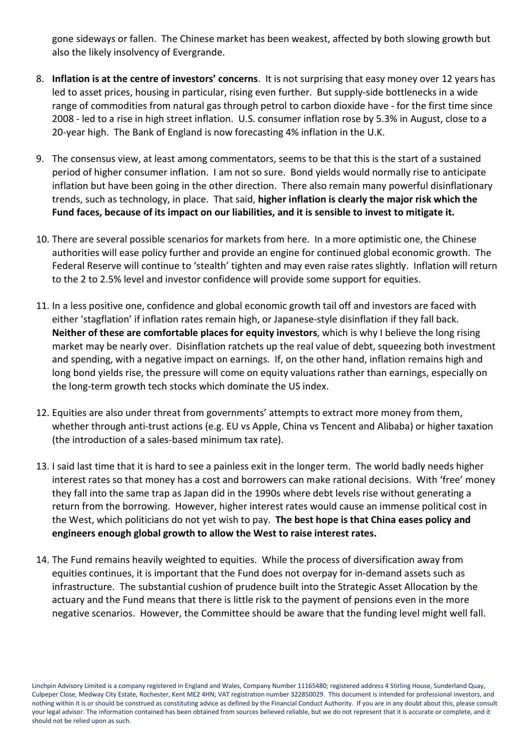gone sideways or fallen. The Chinese market has been weakest, affected by both slowing growth but also the likely insolvency of Evergrande.

8. **Inflation is at the centre of investors' concerns**. It is not surprising that easy money over 12 years has led to asset prices, housing in particular, rising even further. But supply-side bottlenecks in a wide range of commodities from natural gas through petrol to carbon dioxide have - for the first time since 2008 - led to a rise in high street inflation. U.S. consumer inflation rose by 5.3% in August, close to a 20-year high. The Bank of England is now forecasting 4% inflation in the U.K.

9. The consensus view, at least among commentators, seems to be that this is the start of a sustained period of higher consumer inflation. I am not so sure. Bond yields would normally rise to anticipate inflation but have been going in the other direction. There also remain many powerful disinflationary trends, such as technology, in place. That said, **higher inflation is clearly the major risk which the Fund faces, because of its impact on our liabilities, and it is sensible to invest to mitigate it.**

10. There are several possible scenarios for markets from here. In a more optimistic one, the Chinese authorities will ease policy further and provide an engine for continued global economic growth. The Federal Reserve will continue to 'stealth' tighten and may even raise rates slightly. Inflation will return to the 2 to 2.5% level and investor confidence will provide some support for equities.

11. In a less positive one, confidence and global economic growth tail off and investors are faced with either 'stagflation' if inflation rates remain high, or Japanese-style disinflation if they fall back. **Neither of these are comfortable places for equity investors**, which is why I believe the long rising market may be nearly over. Disinflation ratchets up the real value of debt, squeezing both investment and spending, with a negative impact on earnings. If, on the other hand, inflation remains high and long bond yields rise, the pressure will come on equity valuations rather than earnings, especially on the long-term growth tech stocks which dominate the US index.

12. Equities are also under threat from governments' attempts to extract more money from them, whether through anti-trust actions (e.g. EU vs Apple, China vs Tencent and Alibaba) or higher taxation (the introduction of a sales-based minimum tax rate).

13. I said last time that it is hard to see a painless exit in the longer term. The world badly needs higher interest rates so that money has a cost and borrowers can make rational decisions. With 'free' money they fall into the same trap as Japan did in the 1990s where debt levels rise without generating a return from the borrowing. However, higher interest rates would cause an immense political cost in the West, which politicians do not yet wish to pay. **The best hope is that China eases policy and engineers enough global growth to allow the West to raise interest rates.**

14. The Fund remains heavily weighted to equities. While the process of diversification away from equities continues, it is important that the Fund does not overpay for in-demand assets such as infrastructure. The substantial cushion of prudence built into the Strategic Asset Allocation by the actuary and the Fund means that there is little risk to the payment of pensions even in the more negative scenarios. However, the Committee should be aware that the funding level might well fall.

Linchpin Advisory Limited is a company registered in England and Wales, Company Number 11165480; registered address 4 Stirling House, Sunderland Quay, Culpeper Close, Medway City Estate, Rochester, Kent ME2 4HN; VAT registration number 322850029. This document is intended for professional investors, and nothing within it is or should be construed as constituting advice as defined by the Financial Conduct Authority. If you are in any doubt about this, please consult your legal advisor. The information contained has been obtained from sources believed reliable, but we do not represent that it is accurate or complete, and it should not be relied upon as such.